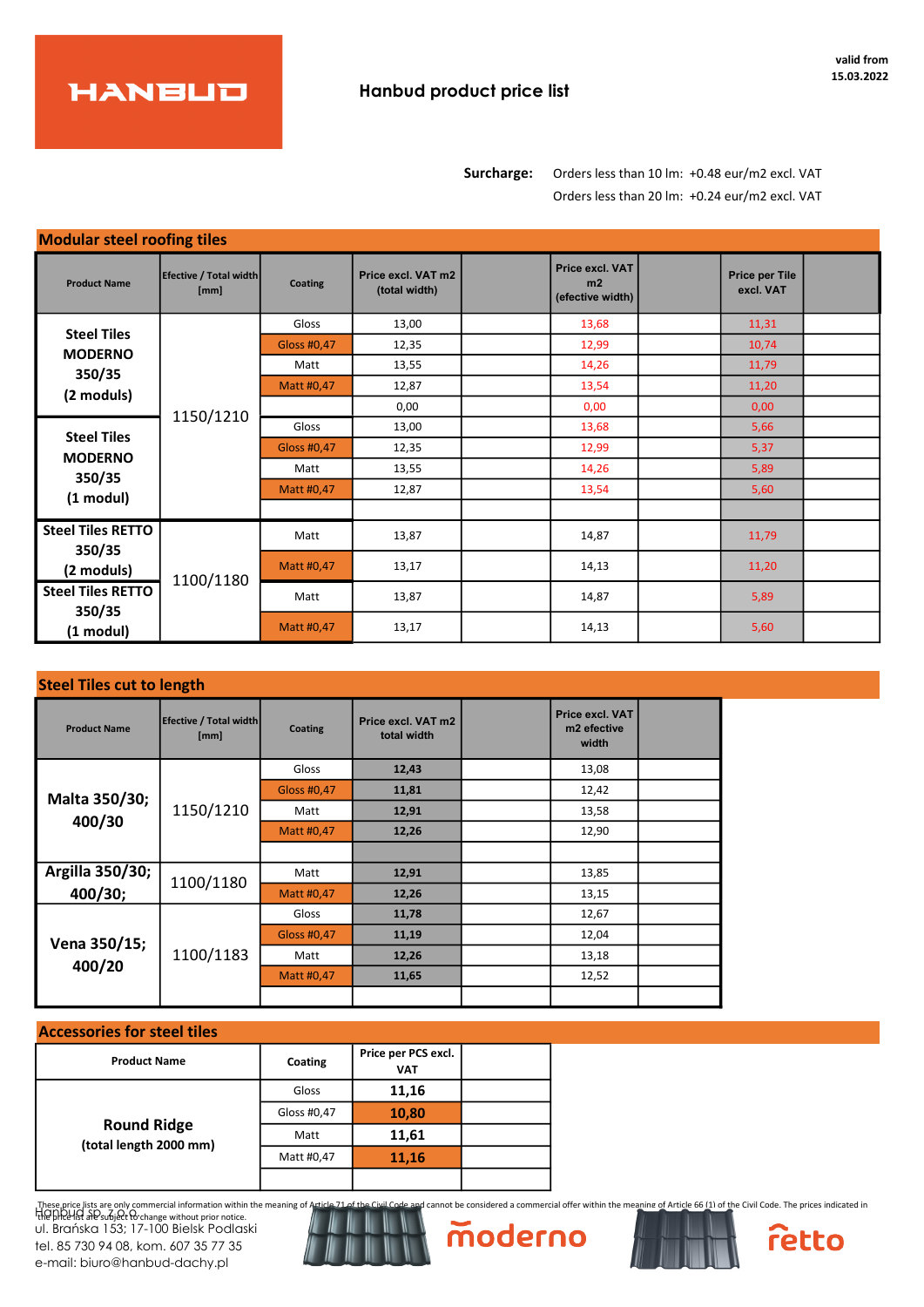HANBUD

# Hanbud product price list

valid from
15.03.2022

**Surcharge:** Orders less than 10 lm: +0.48 eur/m2 excl. VAT
Orders less than 20 lm: +0.24 eur/m2 excl. VAT

## Modular steel roofing tiles

| Product Name | Efective / Total width [mm] | Coating | Price excl. VAT m2 (total width) | | Price excl. VAT m2 (efective width) | | Price per Tile excl. VAT | |
|---|---|---|---|---|---|---|---|---|
| Steel Tiles MODERNO 350/35 (2 moduls) | 1150/1210 | Gloss | 13,00 | | 13,68 | | 11,31 | |
| | | Gloss #0,47 | 12,35 | | 12,99 | | 10,74 | |
| | | Matt | 13,55 | | 14,26 | | 11,79 | |
| | | Matt #0,47 | 12,87 | | 13,54 | | 11,20 | |
| | | | 0,00 | | 0,00 | | 0,00 | |
| Steel Tiles MODERNO 350/35 (1 modul) | | Gloss | 13,00 | | 13,68 | | 5,66 | |
| | | Gloss #0,47 | 12,35 | | 12,99 | | 5,37 | |
| | | Matt | 13,55 | | 14,26 | | 5,89 | |
| | | Matt #0,47 | 12,87 | | 13,54 | | 5,60 | |
| | | | | | | | | |
| Steel Tiles RETTO 350/35 (2 moduls) | 1100/1180 | Matt | 13,87 | | 14,87 | | 11,79 | |
| | | Matt #0,47 | 13,17 | | 14,13 | | 11,20 | |
| Steel Tiles RETTO 350/35 (1 modul) | | Matt | 13,87 | | 14,87 | | 5,89 | |
| | | Matt #0,47 | 13,17 | | 14,13 | | 5,60 | |

## Steel Tiles cut to length

| Product Name | Efective / Total width [mm] | Coating | Price excl. VAT m2 total width | | Price excl. VAT m2 efective width | |
|---|---|---|---|---|---|---|
| Malta 350/30; 400/30 | 1150/1210 | Gloss | **12,43** | | 13,08 | |
| | | Gloss #0,47 | **11,81** | | 12,42 | |
| | | Matt | **12,91** | | 13,58 | |
| | | Matt #0,47 | **12,26** | | 12,90 | |
| | | | | | | |
| Argilla 350/30; 400/30; | 1100/1180 | Matt | **12,91** | | 13,85 | |
| | | Matt #0,47 | **12,26** | | 13,15 | |
| Vena 350/15; 400/20 | 1100/1183 | Gloss | **11,78** | | 12,67 | |
| | | Gloss #0,47 | **11,19** | | 12,04 | |
| | | Matt | **12,26** | | 13,18 | |
| | | Matt #0,47 | **11,65** | | 12,52 | |
| | | | | | | |

## Accessories for steel tiles

| Product Name | Coating | Price per PCS excl. VAT | |
|---|---|---|---|
| Round Ridge (total length 2000 mm) | Gloss | **11,16** | |
| | Gloss #0,47 | **10,80** | |
| | Matt | **11,61** | |
| | Matt #0,47 | **11,16** | |
| | | | |

These price lists are only commercial information within the meaning of Article 71 of the Civil Code and cannot be considered a commercial offer within the meaning of Article 66 (1) of the Civil Code. The prices indicated in the price list are subject to change without prior notice.

Hanbud sp. z o.o.
ul. Brańska 153; 17-100 Bielsk Podlaski
tel. 85 730 94 08, kom. 607 35 77 35
e-mail: biuro@hanbud-dachy.pl

moderno

retto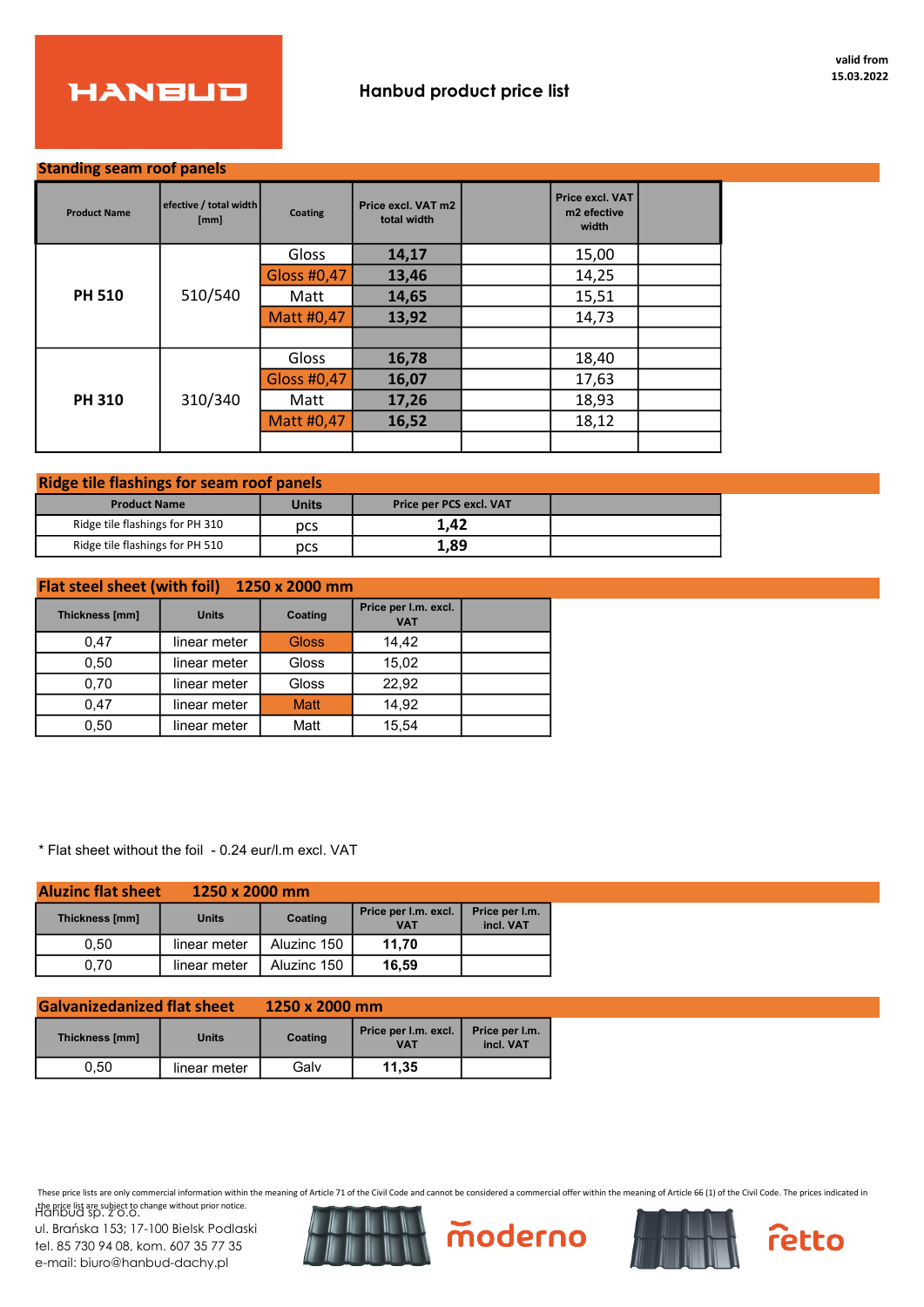**HANBUD**

# Hanbud product price list

valid from 15.03.2022

## Standing seam roof panels

| Product Name | efective / total width [mm] | Coating | Price excl. VAT m2 total width | | Price excl. VAT m2 efective width | |
|---|---|---|---|---|---|---|
| PH 510 | 510/540 | Gloss | **14,17** | | 15,00 | |
| | | Gloss #0,47 | **13,46** | | 14,25 | |
| | | Matt | **14,65** | | 15,51 | |
| | | Matt #0,47 | **13,92** | | 14,73 | |
| | | | | | | |
| PH 310 | 310/340 | Gloss | **16,78** | | 18,40 | |
| | | Gloss #0,47 | **16,07** | | 17,63 | |
| | | Matt | **17,26** | | 18,93 | |
| | | Matt #0,47 | **16,52** | | 18,12 | |
| | | | | | | |

## Ridge tile flashings for seam roof panels

| Product Name | Units | Price per PCS excl. VAT | |
|---|---|---|---|
| Ridge tile flashings for PH 310 | pcs | **1,42** | |
| Ridge tile flashings for PH 510 | pcs | **1,89** | |

## Flat steel sheet (with foil) 1250 x 2000 mm

| Thickness [mm] | Units | Coating | Price per l.m. excl. VAT | |
|---|---|---|---|---|
| 0,47 | linear meter | Gloss | 14,42 | |
| 0,50 | linear meter | Gloss | 15,02 | |
| 0,70 | linear meter | Gloss | 22,92 | |
| 0,47 | linear meter | Matt | 14,92 | |
| 0,50 | linear meter | Matt | 15,54 | |

* Flat sheet without the foil - 0.24 eur/l.m excl. VAT

## Aluzinc flat sheet 1250 x 2000 mm

| Thickness [mm] | Units | Coating | Price per l.m. excl. VAT | Price per l.m. incl. VAT |
|---|---|---|---|---|
| 0,50 | linear meter | Aluzinc 150 | **11,70** | |
| 0,70 | linear meter | Aluzinc 150 | **16,59** | |

## Galvanizedanized flat sheet 1250 x 2000 mm

| Thickness [mm] | Units | Coating | Price per l.m. excl. VAT | Price per l.m. incl. VAT |
|---|---|---|---|---|
| 0,50 | linear meter | Galv | **11,35** | |

These price lists are only commercial information within the meaning of Article 71 of the Civil Code and cannot be considered a commercial offer within the meaning of Article 66 (1) of the Civil Code. The prices indicated in the price list are subject to change without prior notice.

Hanbud sp. z o.o.
ul. Brańska 153; 17-100 Bielsk Podlaski
tel. 85 730 94 08, kom. 607 35 77 35
e-mail: biuro@hanbud-dachy.pl

moderno

retto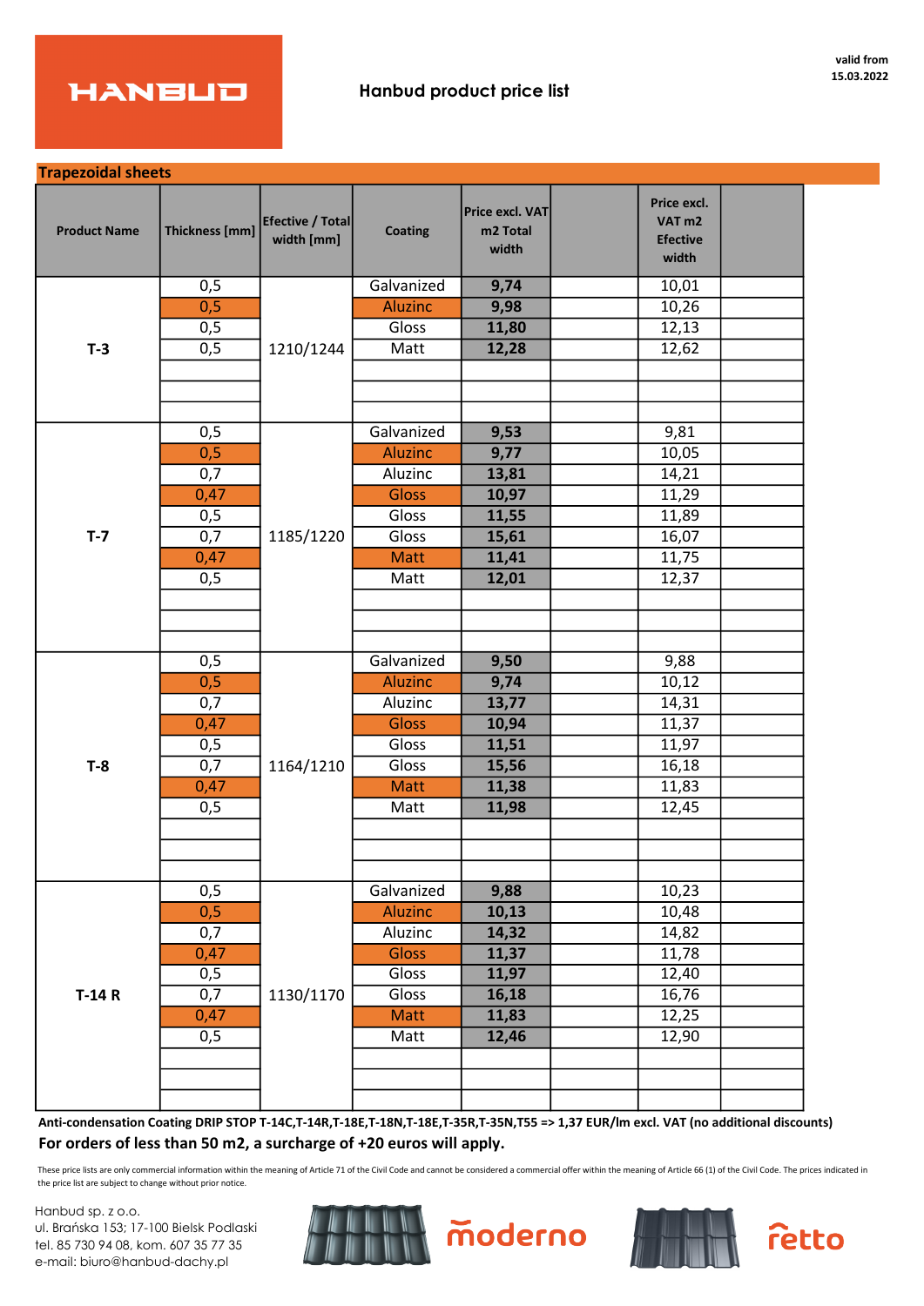# Hanbud product price list

valid from
15.03.2022

## Trapezoidal sheets

| Product Name | Thickness [mm] | Efective / Total width [mm] | Coating | Price excl. VAT m2 Total width | | Price excl. VAT m2 Efective width | |
|---|---|---|---|---|---|---|---|
| T-3 | 0,5 | 1210/1244 | Galvanized | 9,74 | | 10,01 | |
| | 0,5 | | Aluzinc | 9,98 | | 10,26 | |
| | 0,5 | | Gloss | 11,80 | | 12,13 | |
| | 0,5 | | Matt | 12,28 | | 12,62 | |
| T-7 | 0,5 | 1185/1220 | Galvanized | 9,53 | | 9,81 | |
| | 0,5 | | Aluzinc | 9,77 | | 10,05 | |
| | 0,7 | | Aluzinc | 13,81 | | 14,21 | |
| | 0,47 | | Gloss | 10,97 | | 11,29 | |
| | 0,5 | | Gloss | 11,55 | | 11,89 | |
| | 0,7 | | Gloss | 15,61 | | 16,07 | |
| | 0,47 | | Matt | 11,41 | | 11,75 | |
| | 0,5 | | Matt | 12,01 | | 12,37 | |
| T-8 | 0,5 | 1164/1210 | Galvanized | 9,50 | | 9,88 | |
| | 0,5 | | Aluzinc | 9,74 | | 10,12 | |
| | 0,7 | | Aluzinc | 13,77 | | 14,31 | |
| | 0,47 | | Gloss | 10,94 | | 11,37 | |
| | 0,5 | | Gloss | 11,51 | | 11,97 | |
| | 0,7 | | Gloss | 15,56 | | 16,18 | |
| | 0,47 | | Matt | 11,38 | | 11,83 | |
| | 0,5 | | Matt | 11,98 | | 12,45 | |
| T-14 R | 0,5 | 1130/1170 | Galvanized | 9,88 | | 10,23 | |
| | 0,5 | | Aluzinc | 10,13 | | 10,48 | |
| | 0,7 | | Aluzinc | 14,32 | | 14,82 | |
| | 0,47 | | Gloss | 11,37 | | 11,78 | |
| | 0,5 | | Gloss | 11,97 | | 12,40 | |
| | 0,7 | | Gloss | 16,18 | | 16,76 | |
| | 0,47 | | Matt | 11,83 | | 12,25 | |
| | 0,5 | | Matt | 12,46 | | 12,90 | |

**Anti-condensation Coating DRIP STOP T-14C,T-14R,T-18E,T-18N,T-18E,T-35R,T-35N,T55 => 1,37 EUR/lm excl. VAT (no additional discounts)**

**For orders of less than 50 m2, a surcharge of +20 euros will apply.**

These price lists are only commercial information within the meaning of Article 71 of the Civil Code and cannot be considered a commercial offer within the meaning of Article 66 (1) of the Civil Code. The prices indicated in the price list are subject to change without prior notice.

Hanbud sp. z o.o.
ul. Brańska 153; 17-100 Bielsk Podlaski
tel. 85 730 94 08, kom. 607 35 77 35
e-mail: biuro@hanbud-dachy.pl

moderno

retto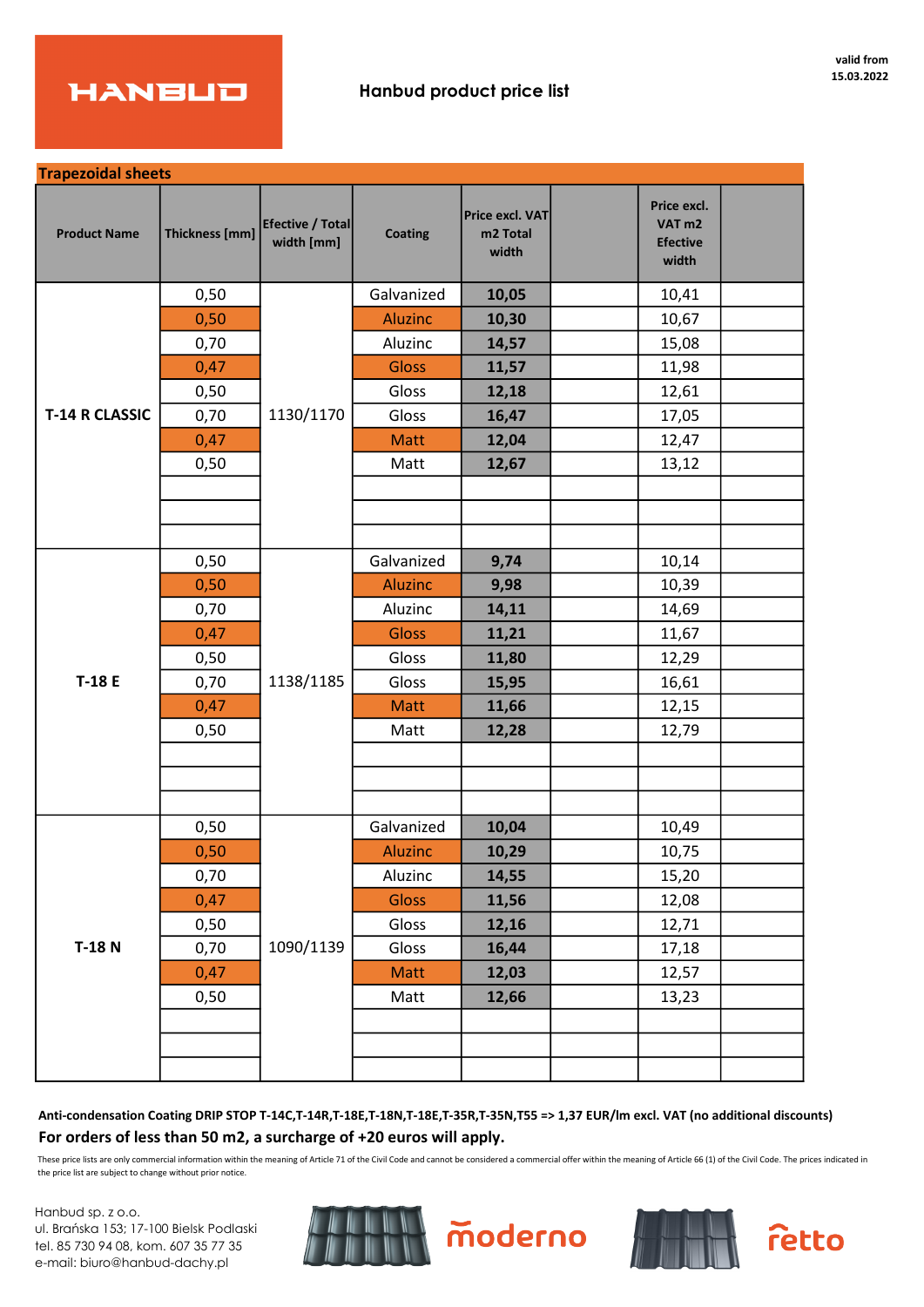HANBUD

## Hanbud product price list

valid from 15.03.2022

### Trapezoidal sheets

| Product Name | Thickness [mm] | Efective / Total width [mm] | Coating | Price excl. VAT m2 Total width | | Price excl. VAT m2 Efective width | |
|---|---|---|---|---|---|---|---|
| T-14 R CLASSIC | 0,50 | 1130/1170 | Galvanized | 10,05 | | 10,41 | |
| | 0,50 | | Aluzinc | 10,30 | | 10,67 | |
| | 0,70 | | Aluzinc | 14,57 | | 15,08 | |
| | 0,47 | | Gloss | 11,57 | | 11,98 | |
| | 0,50 | | Gloss | 12,18 | | 12,61 | |
| | 0,70 | | Gloss | 16,47 | | 17,05 | |
| | 0,47 | | Matt | 12,04 | | 12,47 | |
| | 0,50 | | Matt | 12,67 | | 13,12 | |
| T-18 E | 0,50 | 1138/1185 | Galvanized | 9,74 | | 10,14 | |
| | 0,50 | | Aluzinc | 9,98 | | 10,39 | |
| | 0,70 | | Aluzinc | 14,11 | | 14,69 | |
| | 0,47 | | Gloss | 11,21 | | 11,67 | |
| | 0,50 | | Gloss | 11,80 | | 12,29 | |
| | 0,70 | | Gloss | 15,95 | | 16,61 | |
| | 0,47 | | Matt | 11,66 | | 12,15 | |
| | 0,50 | | Matt | 12,28 | | 12,79 | |
| T-18 N | 0,50 | 1090/1139 | Galvanized | 10,04 | | 10,49 | |
| | 0,50 | | Aluzinc | 10,29 | | 10,75 | |
| | 0,70 | | Aluzinc | 14,55 | | 15,20 | |
| | 0,47 | | Gloss | 11,56 | | 12,08 | |
| | 0,50 | | Gloss | 12,16 | | 12,71 | |
| | 0,70 | | Gloss | 16,44 | | 17,18 | |
| | 0,47 | | Matt | 12,03 | | 12,57 | |
| | 0,50 | | Matt | 12,66 | | 13,23 | |

**Anti-condensation Coating DRIP STOP T-14C,T-14R,T-18E,T-18N,T-18E,T-35R,T-35N,T55 => 1,37 EUR/lm excl. VAT (no additional discounts)**

**For orders of less than 50 m2, a surcharge of +20 euros will apply.**

These price lists are only commercial information within the meaning of Article 71 of the Civil Code and cannot be considered a commercial offer within the meaning of Article 66 (1) of the Civil Code. The prices indicated in the price list are subject to change without prior notice.

Hanbud sp. z o.o.
ul. Brańska 153; 17-100 Bielsk Podlaski
tel. 85 730 94 08, kom. 607 35 77 35
e-mail: biuro@hanbud-dachy.pl

moderno

retto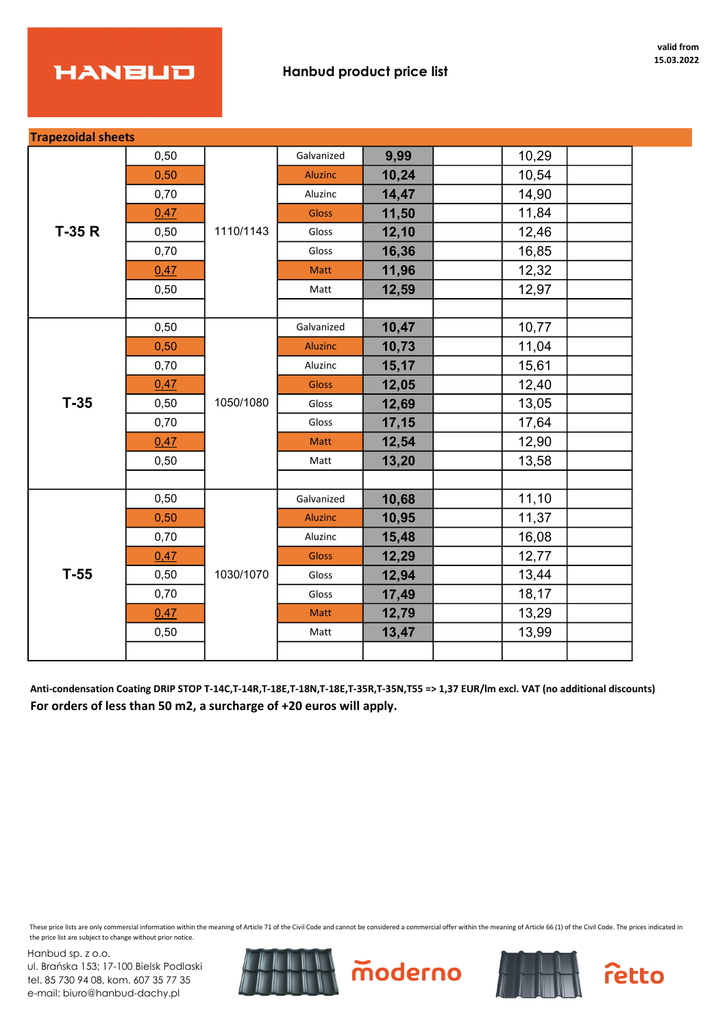HANBUD

## Hanbud product price list

**valid from 15.03.2022**

### Trapezoidal sheets

| | | | | | | | |
|---|---|---|---|---|---|---|---|
| T-35 R | 0,50 | 1110/1143 | Galvanized | **9,99** | | 10,29 | |
| | 0,50 | | Aluzinc | **10,24** | | 10,54 | |
| | 0,70 | | Aluzinc | **14,47** | | 14,90 | |
| | 0,47 | | Gloss | **11,50** | | 11,84 | |
| | 0,50 | | Gloss | **12,10** | | 12,46 | |
| | 0,70 | | Gloss | **16,36** | | 16,85 | |
| | 0,47 | | Matt | **11,96** | | 12,32 | |
| | 0,50 | | Matt | **12,59** | | 12,97 | |
| | | | | | | | |
| T-35 | 0,50 | 1050/1080 | Galvanized | **10,47** | | 10,77 | |
| | 0,50 | | Aluzinc | **10,73** | | 11,04 | |
| | 0,70 | | Aluzinc | **15,17** | | 15,61 | |
| | 0,47 | | Gloss | **12,05** | | 12,40 | |
| | 0,50 | | Gloss | **12,69** | | 13,05 | |
| | 0,70 | | Gloss | **17,15** | | 17,64 | |
| | 0,47 | | Matt | **12,54** | | 12,90 | |
| | 0,50 | | Matt | **13,20** | | 13,58 | |
| | | | | | | | |
| T-55 | 0,50 | 1030/1070 | Galvanized | **10,68** | | 11,10 | |
| | 0,50 | | Aluzinc | **10,95** | | 11,37 | |
| | 0,70 | | Aluzinc | **15,48** | | 16,08 | |
| | 0,47 | | Gloss | **12,29** | | 12,77 | |
| | 0,50 | | Gloss | **12,94** | | 13,44 | |
| | 0,70 | | Gloss | **17,49** | | 18,17 | |
| | 0,47 | | Matt | **12,79** | | 13,29 | |
| | 0,50 | | Matt | **13,47** | | 13,99 | |
| | | | | | | | |

**Anti-condensation Coating DRIP STOP T-14C,T-14R,T-18E,T-18N,T-18E,T-35R,T-35N,T55 => 1,37 EUR/lm excl. VAT (no additional discounts)**

**For orders of less than 50 m2, a surcharge of +20 euros will apply.**

These price lists are only commercial information within the meaning of Article 71 of the Civil Code and cannot be considered a commercial offer within the meaning of Article 66 (1) of the Civil Code. The prices indicated in the price list are subject to change without prior notice.

Hanbud sp. z o.o.
ul. Brańska 153; 17-100 Bielsk Podlaski
tel. 85 730 94 08, kom. 607 35 77 35
e-mail: biuro@hanbud-dachy.pl

moderno

retto